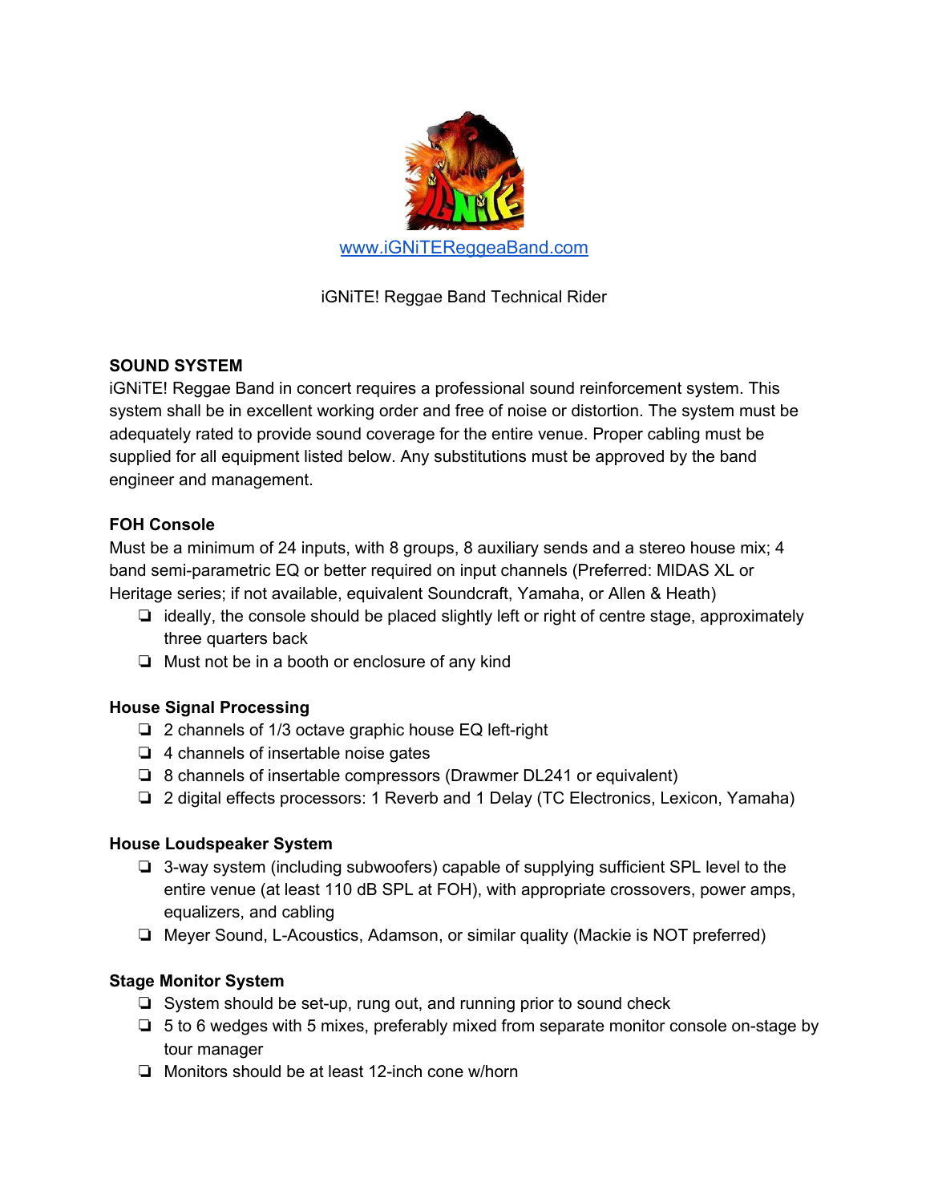www.iGNiTEReggeaBand.com

iGNiTE! Reggae Band Technical Rider

**SOUND SYSTEM**

iGNiTE! Reggae Band in concert requires a professional sound reinforcement system. This system shall be in excellent working order and free of noise or distortion. The system must be adequately rated to provide sound coverage for the entire venue. Proper cabling must be supplied for all equipment listed below. Any substitutions must be approved by the band engineer and management.

**FOH Console**

Must be a minimum of 24 inputs, with 8 groups, 8 auxiliary sends and a stereo house mix; 4 band semi-parametric EQ or better required on input channels (Preferred: MIDAS XL or Heritage series; if not available, equivalent Soundcraft, Yamaha, or Allen & Heath)

- ideally, the console should be placed slightly left or right of centre stage, approximately three quarters back
- Must not be in a booth or enclosure of any kind

**House Signal Processing**

- 2 channels of 1/3 octave graphic house EQ left-right
- 4 channels of insertable noise gates
- 8 channels of insertable compressors (Drawmer DL241 or equivalent)
- 2 digital effects processors: 1 Reverb and 1 Delay (TC Electronics, Lexicon, Yamaha)

**House Loudspeaker System**

- 3-way system (including subwoofers) capable of supplying sufficient SPL level to the entire venue (at least 110 dB SPL at FOH), with appropriate crossovers, power amps, equalizers, and cabling
- Meyer Sound, L-Acoustics, Adamson, or similar quality (Mackie is NOT preferred)

**Stage Monitor System**

- System should be set-up, rung out, and running prior to sound check
- 5 to 6 wedges with 5 mixes, preferably mixed from separate monitor console on-stage by tour manager
- Monitors should be at least 12-inch cone w/horn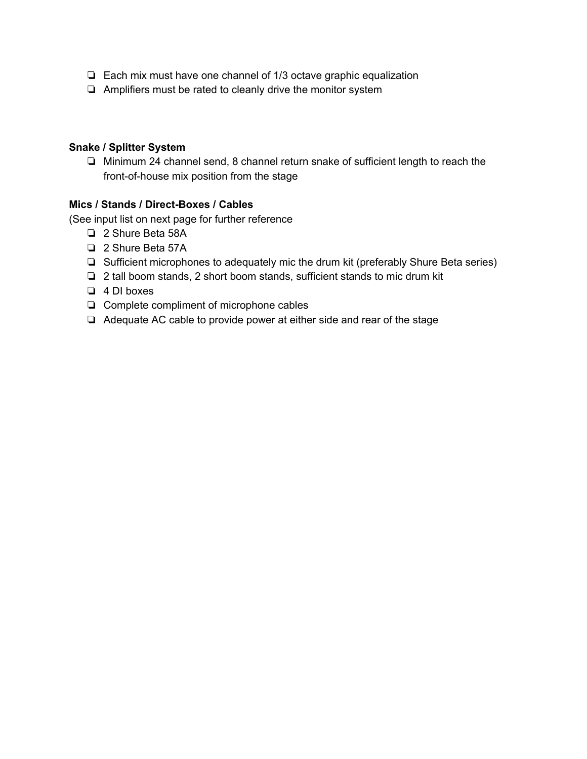- ❏ Each mix must have one channel of 1/3 octave graphic equalization
- ❏ Amplifiers must be rated to cleanly drive the monitor system

**Snake / Splitter System**

- ❏ Minimum 24 channel send, 8 channel return snake of sufficient length to reach the front-of-house mix position from the stage

**Mics / Stands / Direct-Boxes / Cables**

(See input list on next page for further reference

- ❏ 2 Shure Beta 58A
- ❏ 2 Shure Beta 57A
- ❏ Sufficient microphones to adequately mic the drum kit (preferably Shure Beta series)
- ❏ 2 tall boom stands, 2 short boom stands, sufficient stands to mic drum kit
- ❏ 4 DI boxes
- ❏ Complete compliment of microphone cables
- ❏ Adequate AC cable to provide power at either side and rear of the stage